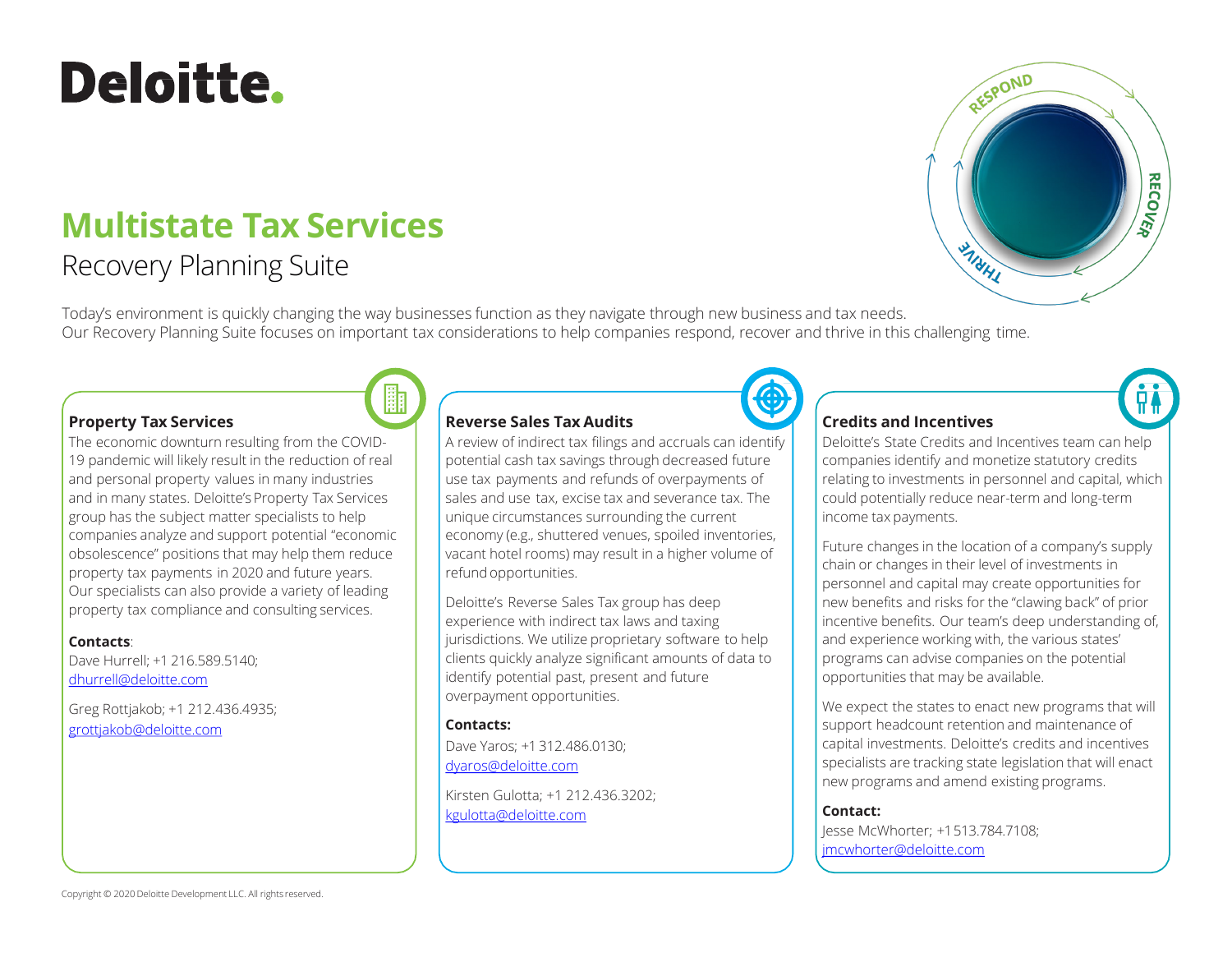Deloitte.

# Multistate Tax Services

## Recovery Planning Suite

Today's environment is quickly changing the way businesses function as they navigate through new business and tax needs. Our Recovery Planning Suite focuses on important tax considerations to help companies respond, recover and thrive in this challenging time.

### Property Tax Services

The economic downturn resulting from the COVID-19 pandemic will likely result in the reduction of real and personal property values in many industries and in many states. Deloitte's Property Tax Services group has the subject matter specialists to help companies analyze and support potential "economic obsolescence" positions that may help them reduce property tax payments in 2020 and future years. Our specialists can also provide a variety of leading property tax compliance and consulting services.

**Contacts**:

Dave Hurrell; +1 216.589.5140; dhurrell@deloitte.com

Greg Rottjakob; +1 212.436.4935; grottjakob@deloitte.com

### Reverse Sales Tax Audits

A review of indirect tax filings and accruals can identify potential cash tax savings through decreased future use tax payments and refunds of overpayments of sales and use tax, excise tax and severance tax. The unique circumstances surrounding the current economy (e.g., shuttered venues, spoiled inventories, vacant hotel rooms) may result in a higher volume of refund opportunities.

Deloitte's Reverse Sales Tax group has deep experience with indirect tax laws and taxing jurisdictions. We utilize proprietary software to help clients quickly analyze significant amounts of data to identify potential past, present and future overpayment opportunities.

**Contacts:**

Dave Yaros; +1 312.486.0130; dyaros@deloitte.com

Kirsten Gulotta; +1 212.436.3202; kgulotta@deloitte.com

### Credits and Incentives

Deloitte's State Credits and Incentives team can help companies identify and monetize statutory credits relating to investments in personnel and capital, which could potentially reduce near-term and long-term income tax payments.

Future changes in the location of a company's supply chain or changes in their level of investments in personnel and capital may create opportunities for new benefits and risks for the "clawing back" of prior incentive benefits. Our team's deep understanding of, and experience working with, the various states' programs can advise companies on the potential opportunities that may be available.

We expect the states to enact new programs that will support headcount retention and maintenance of capital investments. Deloitte's credits and incentives specialists are tracking state legislation that will enact new programs and amend existing programs.

**Contact:**

Jesse McWhorter; +1 513.784.7108; jmcwhorter@deloitte.com

Copyright © 2020 Deloitte Development LLC. All rights reserved.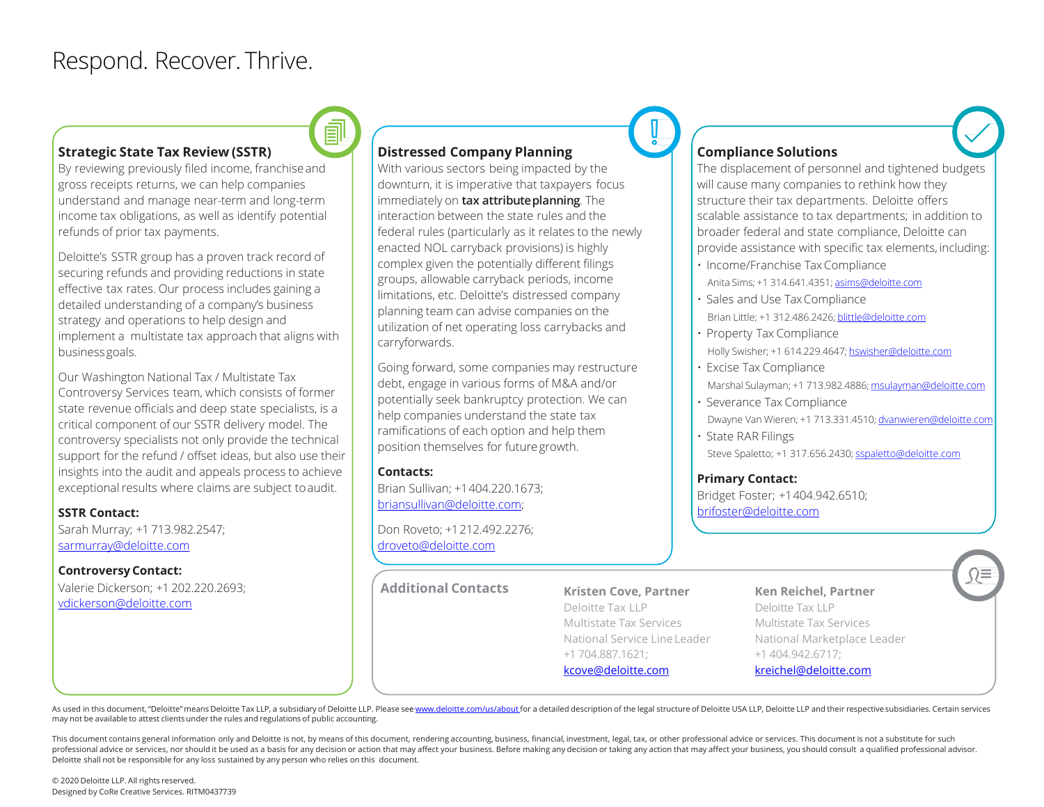# Respond. Recover. Thrive.

## Strategic State Tax Review (SSTR)

By reviewing previously filed income, franchise and gross receipts returns, we can help companies understand and manage near-term and long-term income tax obligations, as well as identify potential refunds of prior tax payments.

Deloitte's SSTR group has a proven track record of securing refunds and providing reductions in state effective tax rates. Our process includes gaining a detailed understanding of a company's business strategy and operations to help design and implement a multistate tax approach that aligns with business goals.

Our Washington National Tax / Multistate Tax Controversy Services team, which consists of former state revenue officials and deep state specialists, is a critical component of our SSTR delivery model. The controversy specialists not only provide the technical support for the refund / offset ideas, but also use their insights into the audit and appeals process to achieve exceptional results where claims are subject to audit.

**SSTR Contact:**
Sarah Murray; +1 713.982.2547;
sarmurray@deloitte.com

**Controversy Contact:**
Valerie Dickerson; +1 202.220.2693;
vdickerson@deloitte.com

## Distressed Company Planning

With various sectors being impacted by the downturn, it is imperative that taxpayers focus immediately on **tax attribute planning**. The interaction between the state rules and the federal rules (particularly as it relates to the newly enacted NOL carryback provisions) is highly complex given the potentially different filings groups, allowable carryback periods, income limitations, etc. Deloitte's distressed company planning team can advise companies on the utilization of net operating loss carrybacks and carryforwards.

Going forward, some companies may restructure debt, engage in various forms of M&A and/or potentially seek bankruptcy protection. We can help companies understand the state tax ramifications of each option and help them position themselves for future growth.

**Contacts:**
Brian Sullivan; +1 404.220.1673;
briansullivan@deloitte.com;

Don Roveto; +1 212.492.2276;
droveto@deloitte.com

## Compliance Solutions

The displacement of personnel and tightened budgets will cause many companies to rethink how they structure their tax departments. Deloitte offers scalable assistance to tax departments; in addition to broader federal and state compliance, Deloitte can provide assistance with specific tax elements, including:

- Income/Franchise Tax Compliance
  Anita Sims; +1 314.641.4351; asims@deloitte.com
- Sales and Use Tax Compliance
  Brian Little; +1 312.486.2426; blittle@deloitte.com
- Property Tax Compliance
  Holly Swisher; +1 614.229.4647; hswisher@deloitte.com
- Excise Tax Compliance
  Marshal Sulayman; +1 713.982.4886; msulayman@deloitte.com
- Severance Tax Compliance
  Dwayne Van Wieren; +1 713.331.4510; dvanwieren@deloitte.com
- State RAR Filings
  Steve Spaletto; +1 317.656.2430; sspaletto@deloitte.com

**Primary Contact:**
Bridget Foster; +1 404.942.6510;
brifoster@deloitte.com

## Additional Contacts

**Kristen Cove, Partner**
Deloitte Tax LLP
Multistate Tax Services
National Service Line Leader
+1 704.887.1621;
kcove@deloitte.com

**Ken Reichel, Partner**
Deloitte Tax LLP
Multistate Tax Services
National Marketplace Leader
+1 404.942.6717;
kreichel@deloitte.com

As used in this document, "Deloitte" means Deloitte Tax LLP, a subsidiary of Deloitte LLP. Please see www.deloitte.com/us/about for a detailed description of the legal structure of Deloitte USA LLP, Deloitte LLP and their respective subsidiaries. Certain services may not be available to attest clients under the rules and regulations of public accounting.

This document contains general information only and Deloitte is not, by means of this document, rendering accounting, business, financial, investment, legal, tax, or other professional advice or services. This document is not a substitute for such professional advice or services, nor should it be used as a basis for any decision or action that may affect your business. Before making any decision or taking any action that may affect your business, you should consult a qualified professional advisor. Deloitte shall not be responsible for any loss sustained by any person who relies on this document.

© 2020 Deloitte LLP. All rights reserved.
Designed by CoRe Creative Services. RITM0437739